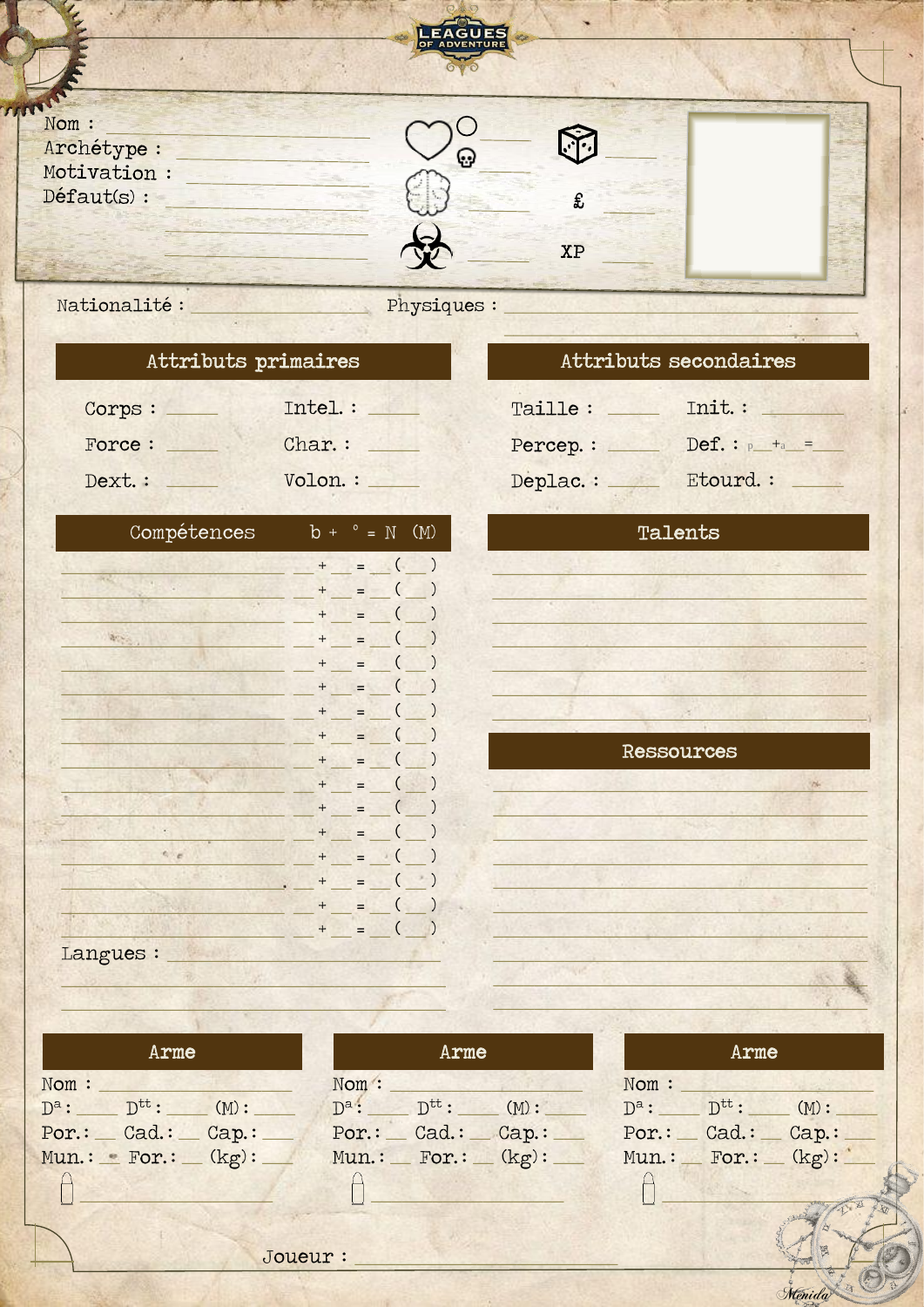LEAGUES OF ADVENTURE

Nom : ______________________
Archétype : ______________________
Motivation : ______________________
Défaut(s) : ______________________

______________________

______________________

£ ______

XP ______

Nationalité : ______________________ Physiques : ______________________

## Attributs primaires

| | | | |
|---|---|---|---|
| Corps : | ______ | Intel. : | ______ |
| Force : | ______ | Char. : | ______ |
| Dext. : | ______ | Volon. : | ______ |

## Attributs secondaires

| | | | |
|---|---|---|---|
| Taille : | ______ | Init. : | ______ |
| Percep. : | ______ | Def. : | p__ +a__ = ____ |
| Deplac. : | ______ | Etourd. : | ______ |

## Compétences b + ° = N (M)

| Compétence | b | ° | N | (M) |
|---|---|---|---|---|
| | + | = | | ( ) |
| | + | = | | ( ) |
| | + | = | | ( ) |
| | + | = | | ( ) |
| | + | = | | ( ) |
| | + | = | | ( ) |
| | + | = | | ( ) |
| | + | = | | ( ) |
| | + | = | | ( ) |
| | + | = | | ( ) |
| | + | = | | ( ) |
| | + | = | | ( ) |
| | + | = | | ( ) |
| | + | = | | ( ) |
| | + | = | | ( ) |
| | + | = | | ( ) |

Langues : ______________________

## Talents

______________________

## Ressources

______________________

## Arme

Nom : ______
$D^a$ : ____ $D^{tt}$ : ____ (M) : ____
Por. : ____ Cad. : ____ Cap. : ____
Mun. : ____ For. : ____ (kg) : ____

## Arme

Nom : ______
$D^a$ : ____ $D^{tt}$ : ____ (M) : ____
Por. : ____ Cad. : ____ Cap. : ____
Mun. : ____ For. : ____ (kg) : ____

## Arme

Nom : ______
$D^a$ : ____ $D^{tt}$ : ____ (M) : ____
Por. : ____ Cad. : ____ Cap. : ____
Mun. : ____ For. : ____ (kg) : ____

Joueur : ______________________

Menida